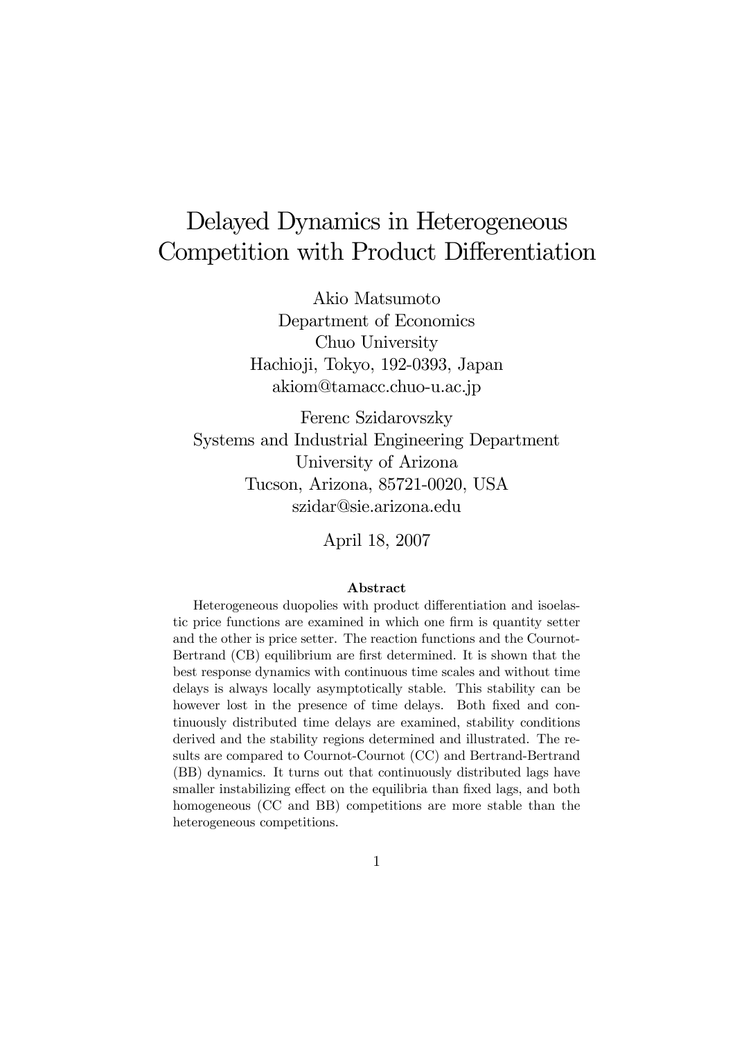# Delayed Dynamics in Heterogeneous Competition with Product Differentiation

Akio Matsumoto
Department of Economics
Chuo University
Hachioji, Tokyo, 192-0393, Japan
akiom@tamacc.chuo-u.ac.jp

Ferenc Szidarovszky
Systems and Industrial Engineering Department
University of Arizona
Tucson, Arizona, 85721-0020, USA
szidar@sie.arizona.edu

April 18, 2007

### Abstract

Heterogeneous duopolies with product differentiation and isoelastic price functions are examined in which one firm is quantity setter and the other is price setter. The reaction functions and the Cournot-Bertrand (CB) equilibrium are first determined. It is shown that the best response dynamics with continuous time scales and without time delays is always locally asymptotically stable. This stability can be however lost in the presence of time delays. Both fixed and continuously distributed time delays are examined, stability conditions derived and the stability regions determined and illustrated. The results are compared to Cournot-Cournot (CC) and Bertrand-Bertrand (BB) dynamics. It turns out that continuously distributed lags have smaller instabilizing effect on the equilibria than fixed lags, and both homogeneous (CC and BB) competitions are more stable than the heterogeneous competitions.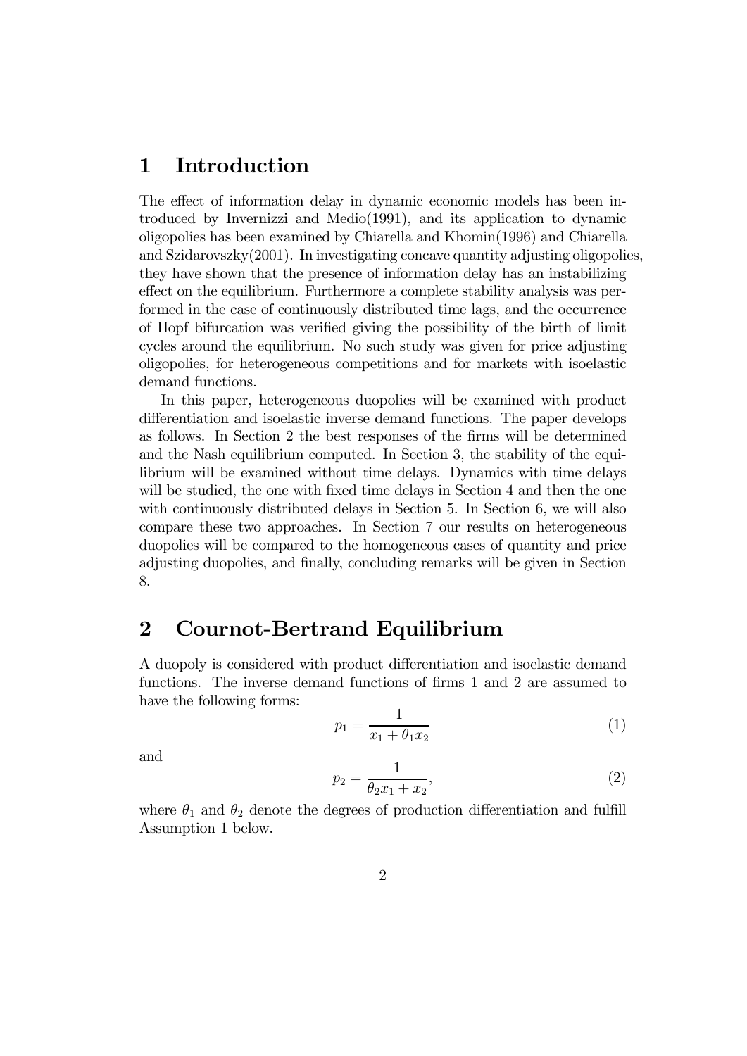# 1 Introduction

The effect of information delay in dynamic economic models has been introduced by Invernizzi and Medio(1991), and its application to dynamic oligopolies has been examined by Chiarella and Khomin(1996) and Chiarella and Szidarovszky(2001). In investigating concave quantity adjusting oligopolies, they have shown that the presence of information delay has an instabilizing effect on the equilibrium. Furthermore a complete stability analysis was performed in the case of continuously distributed time lags, and the occurrence of Hopf bifurcation was verified giving the possibility of the birth of limit cycles around the equilibrium. No such study was given for price adjusting oligopolies, for heterogeneous competitions and for markets with isoelastic demand functions.

In this paper, heterogeneous duopolies will be examined with product differentiation and isoelastic inverse demand functions. The paper develops as follows. In Section 2 the best responses of the firms will be determined and the Nash equilibrium computed. In Section 3, the stability of the equilibrium will be examined without time delays. Dynamics with time delays will be studied, the one with fixed time delays in Section 4 and then the one with continuously distributed delays in Section 5. In Section 6, we will also compare these two approaches. In Section 7 our results on heterogeneous duopolies will be compared to the homogeneous cases of quantity and price adjusting duopolies, and finally, concluding remarks will be given in Section 8.

# 2 Cournot-Bertrand Equilibrium

A duopoly is considered with product differentiation and isoelastic demand functions. The inverse demand functions of firms 1 and 2 are assumed to have the following forms:

$$p_1 = \frac{1}{x_1 + \theta_1 x_2} \tag{1}$$

and

$$p_2 = \frac{1}{\theta_2 x_1 + x_2}, \tag{2}$$

where $\theta_1$ and $\theta_2$ denote the degrees of production differentiation and fulfill Assumption 1 below.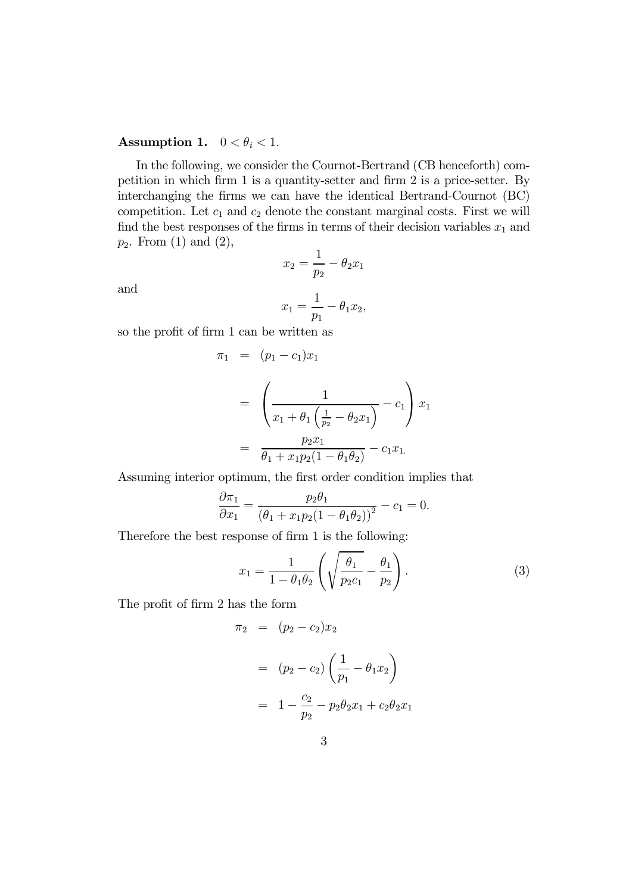**Assumption 1.** $0 < \theta_i < 1$.

In the following, we consider the Cournot-Bertrand (CB henceforth) competition in which firm 1 is a quantity-setter and firm 2 is a price-setter. By interchanging the firms we can have the identical Bertrand-Cournot (BC) competition. Let $c_1$ and $c_2$ denote the constant marginal costs. First we will find the best responses of the firms in terms of their decision variables $x_1$ and $p_2$. From (1) and (2),

$$x_2 = \frac{1}{p_2} - \theta_2 x_1$$

and

$$x_1 = \frac{1}{p_1} - \theta_1 x_2,$$

so the profit of firm 1 can be written as

$$\begin{aligned}
\pi_1 &= (p_1 - c_1)x_1 \\
&= \left( \frac{1}{x_1 + \theta_1 \left( \frac{1}{p_2} - \theta_2 x_1 \right)} - c_1 \right) x_1 \\
&= \frac{p_2 x_1}{\theta_1 + x_1 p_2 (1 - \theta_1 \theta_2)} - c_1 x_1.
\end{aligned}$$

Assuming interior optimum, the first order condition implies that

$$\frac{\partial \pi_1}{\partial x_1} = \frac{p_2 \theta_1}{\left(\theta_1 + x_1 p_2 (1 - \theta_1 \theta_2)\right)^2} - c_1 = 0.$$

Therefore the best response of firm 1 is the following:

$$x_1 = \frac{1}{1 - \theta_1 \theta_2} \left( \sqrt{\frac{\theta_1}{p_2 c_1}} - \frac{\theta_1}{p_2} \right). \tag{3}$$

The profit of firm 2 has the form

$$\begin{aligned}
\pi_2 &= (p_2 - c_2)x_2 \\
&= (p_2 - c_2) \left( \frac{1}{p_1} - \theta_1 x_2 \right) \\
&= 1 - \frac{c_2}{p_2} - p_2 \theta_2 x_1 + c_2 \theta_2 x_1
\end{aligned}$$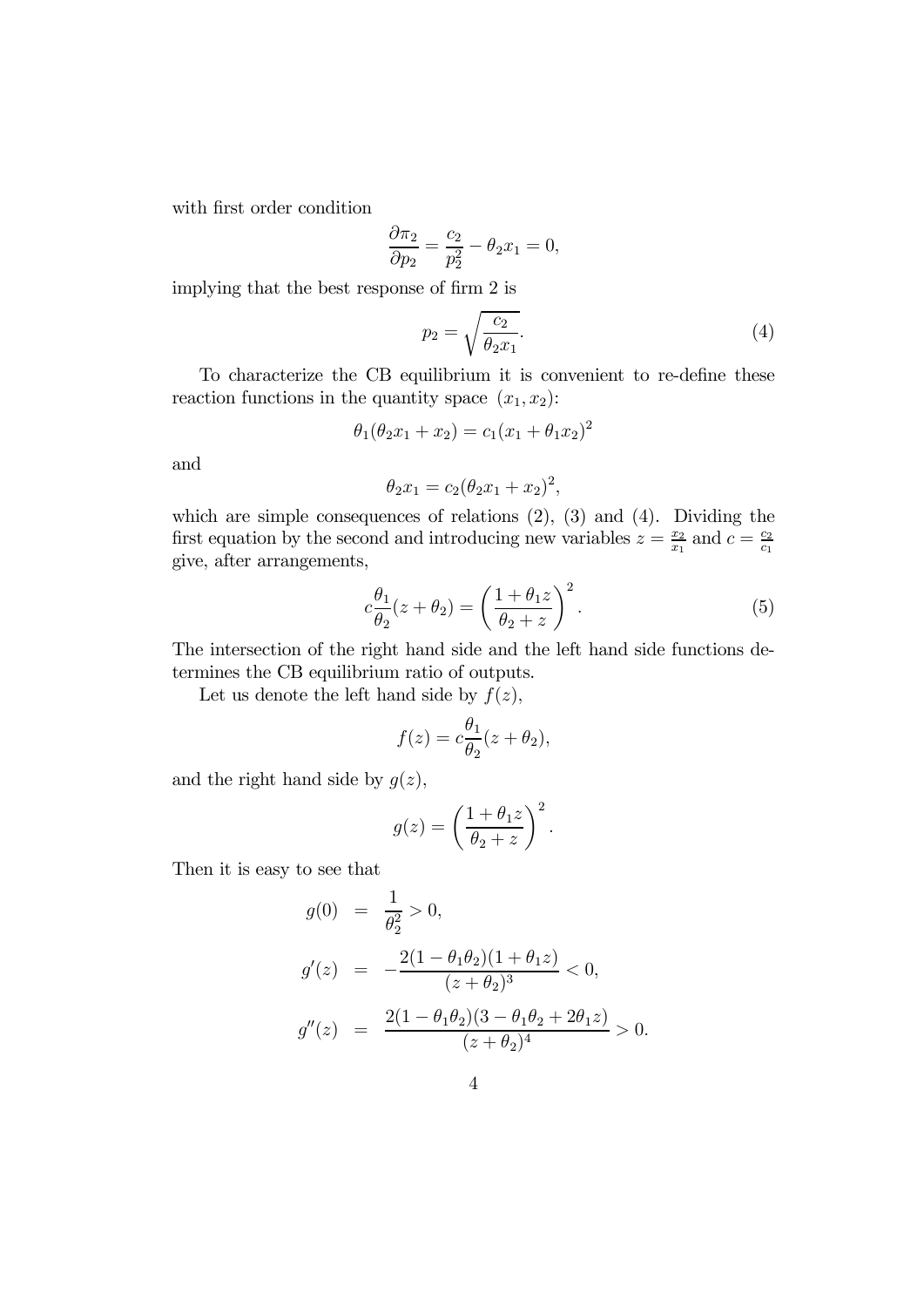with first order condition

$$\frac{\partial \pi_2}{\partial p_2} = \frac{c_2}{p_2^2} - \theta_2 x_1 = 0,$$

implying that the best response of firm 2 is

$$p_2 = \sqrt{\frac{c_2}{\theta_2 x_1}}. \tag{4}$$

To characterize the CB equilibrium it is convenient to re-define these reaction functions in the quantity space $(x_1, x_2)$:

$$\theta_1(\theta_2 x_1 + x_2) = c_1(x_1 + \theta_1 x_2)^2$$

and

$$\theta_2 x_1 = c_2(\theta_2 x_1 + x_2)^2,$$

which are simple consequences of relations (2), (3) and (4). Dividing the first equation by the second and introducing new variables $z = \frac{x_2}{x_1}$ and $c = \frac{c_2}{c_1}$ give, after arrangements,

$$c\frac{\theta_1}{\theta_2}(z + \theta_2) = \left(\frac{1 + \theta_1 z}{\theta_2 + z}\right)^2. \tag{5}$$

The intersection of the right hand side and the left hand side functions determines the CB equilibrium ratio of outputs.

Let us denote the left hand side by $f(z)$,

$$f(z) = c\frac{\theta_1}{\theta_2}(z + \theta_2),$$

and the right hand side by $g(z)$,

$$g(z) = \left(\frac{1 + \theta_1 z}{\theta_2 + z}\right)^2.$$

Then it is easy to see that

$$\begin{aligned}
g(0) &= \frac{1}{\theta_2^2} > 0, \\
g'(z) &= -\frac{2(1 - \theta_1\theta_2)(1 + \theta_1 z)}{(z + \theta_2)^3} < 0, \\
g''(z) &= \frac{2(1 - \theta_1\theta_2)(3 - \theta_1\theta_2 + 2\theta_1 z)}{(z + \theta_2)^4} > 0.
\end{aligned}$$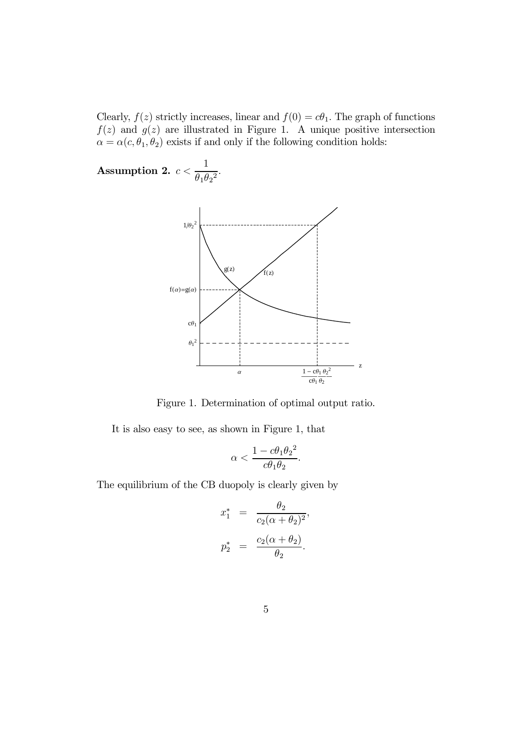Clearly, $f(z)$ strictly increases, linear and $f(0) = c\theta_1$. The graph of functions $f(z)$ and $g(z)$ are illustrated in Figure 1. A unique positive intersection $\alpha = \alpha(c, \theta_1, \theta_2)$ exists if and only if the following condition holds:

**Assumption 2.** $c < \dfrac{1}{\theta_1 {\theta_2}^2}$.

Figure 1. Determination of optimal output ratio.

It is also easy to see, as shown in Figure 1, that

$$\alpha < \frac{1 - c\theta_1{\theta_2}^2}{c\theta_1\theta_2}.$$

The equilibrium of the CB duopoly is clearly given by

$$x_1^* = \frac{\theta_2}{c_2(\alpha + \theta_2)^2},$$

$$p_2^* = \frac{c_2(\alpha + \theta_2)}{\theta_2}.$$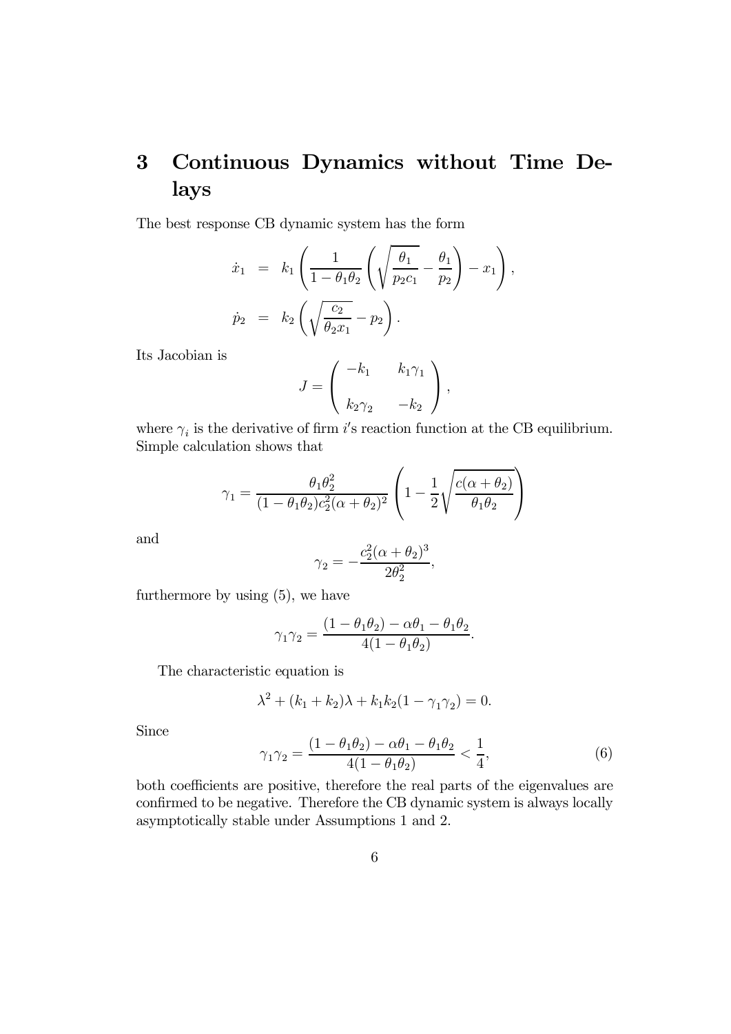# 3 Continuous Dynamics without Time Delays

The best response CB dynamic system has the form

$$
\begin{aligned}
\dot{x}_1 &= k_1 \left( \frac{1}{1-\theta_1\theta_2} \left( \sqrt{\frac{\theta_1}{p_2 c_1}} - \frac{\theta_1}{p_2} \right) - x_1 \right), \\
\dot{p}_2 &= k_2 \left( \sqrt{\frac{c_2}{\theta_2 x_1}} - p_2 \right).
\end{aligned}
$$

Its Jacobian is

$$
J = \begin{pmatrix} -k_1 & k_1\gamma_1 \\ k_2\gamma_2 & -k_2 \end{pmatrix},
$$

where $\gamma_i$ is the derivative of firm $i$'s reaction function at the CB equilibrium. Simple calculation shows that

$$
\gamma_1 = \frac{\theta_1\theta_2^2}{(1-\theta_1\theta_2)c_2^2(\alpha+\theta_2)^2} \left( 1 - \frac{1}{2}\sqrt{\frac{c(\alpha+\theta_2)}{\theta_1\theta_2}} \right)
$$

and

$$
\gamma_2 = -\frac{c_2^2(\alpha+\theta_2)^3}{2\theta_2^2},
$$

furthermore by using (5), we have

$$
\gamma_1\gamma_2 = \frac{(1-\theta_1\theta_2) - \alpha\theta_1 - \theta_1\theta_2}{4(1-\theta_1\theta_2)}.
$$

The characteristic equation is

$$
\lambda^2 + (k_1+k_2)\lambda + k_1 k_2(1-\gamma_1\gamma_2) = 0.
$$

Since

$$
\gamma_1\gamma_2 = \frac{(1-\theta_1\theta_2) - \alpha\theta_1 - \theta_1\theta_2}{4(1-\theta_1\theta_2)} < \frac{1}{4}, \tag{6}
$$

both coefficients are positive, therefore the real parts of the eigenvalues are confirmed to be negative. Therefore the CB dynamic system is always locally asymptotically stable under Assumptions 1 and 2.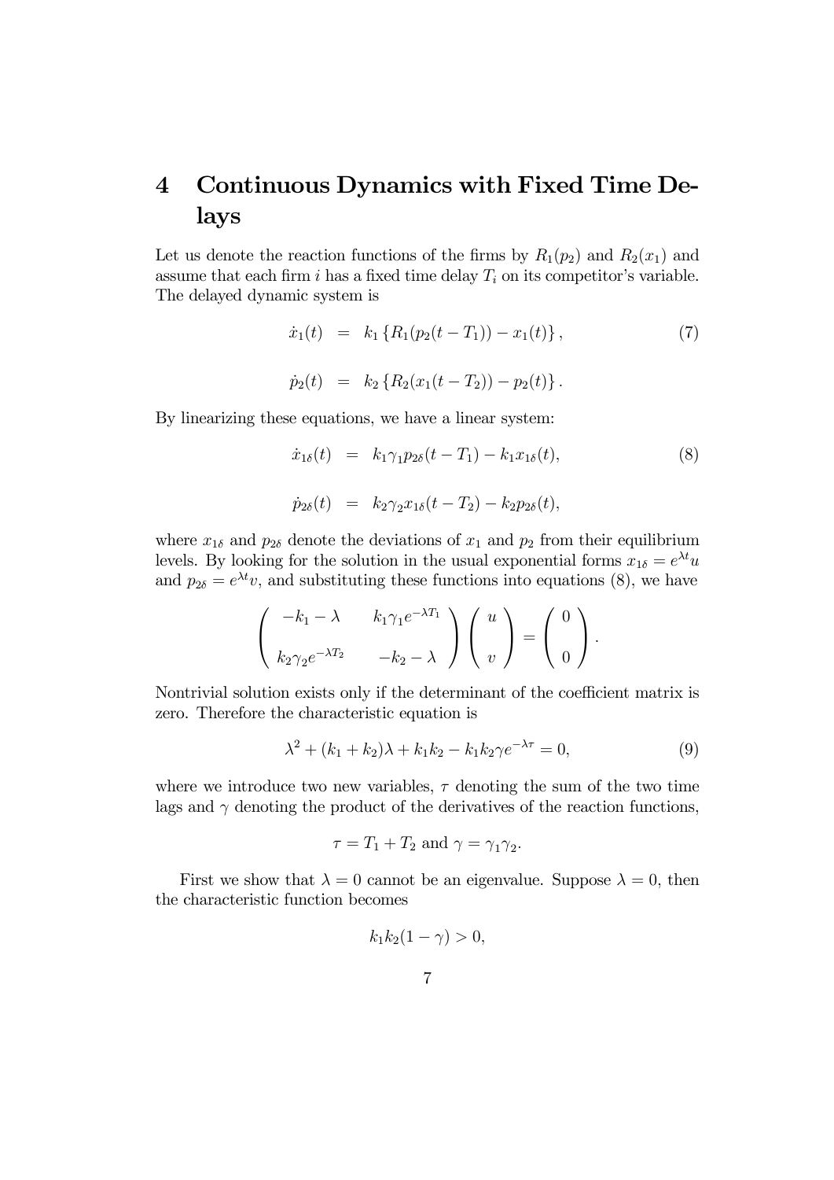# 4 Continuous Dynamics with Fixed Time Delays

Let us denote the reaction functions of the firms by $R_1(p_2)$ and $R_2(x_1)$ and assume that each firm $i$ has a fixed time delay $T_i$ on its competitor's variable. The delayed dynamic system is

$$
\begin{aligned}
\dot{x}_1(t) &= k_1 \left\{ R_1(p_2(t - T_1)) - x_1(t) \right\}, \qquad (7) \\
\dot{p}_2(t) &= k_2 \left\{ R_2(x_1(t - T_2)) - p_2(t) \right\}.
\end{aligned}
$$

By linearizing these equations, we have a linear system:

$$
\begin{aligned}
\dot{x}_{1\delta}(t) &= k_1\gamma_1 p_{2\delta}(t - T_1) - k_1 x_{1\delta}(t), \qquad (8) \\
\dot{p}_{2\delta}(t) &= k_2\gamma_2 x_{1\delta}(t - T_2) - k_2 p_{2\delta}(t),
\end{aligned}
$$

where $x_{1\delta}$ and $p_{2\delta}$ denote the deviations of $x_1$ and $p_2$ from their equilibrium levels. By looking for the solution in the usual exponential forms $x_{1\delta} = e^{\lambda t}u$ and $p_{2\delta} = e^{\lambda t}v$, and substituting these functions into equations (8), we have

$$
\begin{pmatrix} -k_1 - \lambda & k_1\gamma_1 e^{-\lambda T_1} \\ k_2\gamma_2 e^{-\lambda T_2} & -k_2 - \lambda \end{pmatrix} \begin{pmatrix} u \\ v \end{pmatrix} = \begin{pmatrix} 0 \\ 0 \end{pmatrix}.
$$

Nontrivial solution exists only if the determinant of the coefficient matrix is zero. Therefore the characteristic equation is

$$
\lambda^2 + (k_1 + k_2)\lambda + k_1 k_2 - k_1 k_2 \gamma e^{-\lambda\tau} = 0, \qquad (9)
$$

where we introduce two new variables, $\tau$ denoting the sum of the two time lags and $\gamma$ denoting the product of the derivatives of the reaction functions,

$$
\tau = T_1 + T_2 \text{ and } \gamma = \gamma_1\gamma_2.
$$

First we show that $\lambda = 0$ cannot be an eigenvalue. Suppose $\lambda = 0$, then the characteristic function becomes

$$
k_1 k_2 (1 - \gamma) > 0,
$$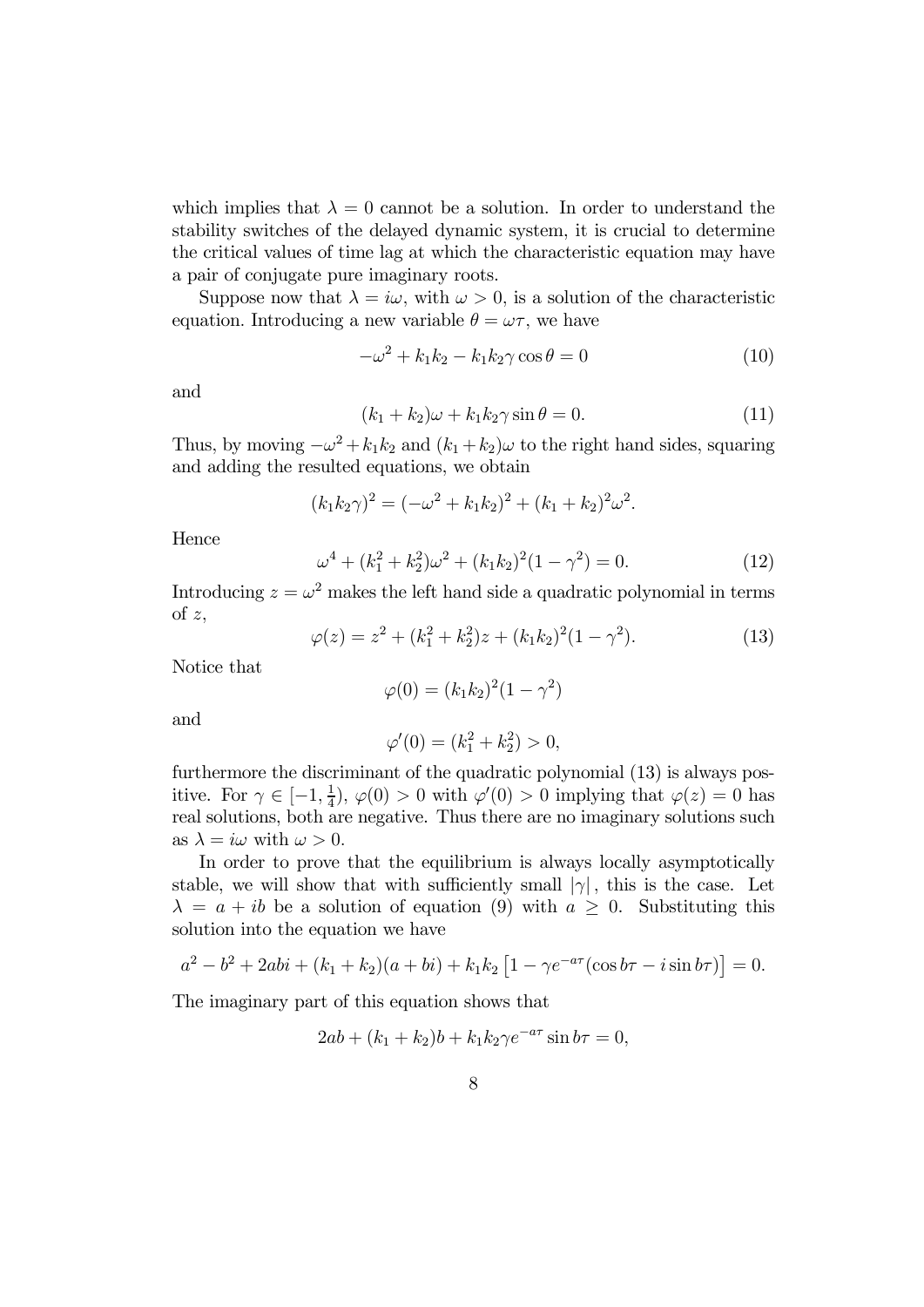which implies that $\lambda = 0$ cannot be a solution. In order to understand the stability switches of the delayed dynamic system, it is crucial to determine the critical values of time lag at which the characteristic equation may have a pair of conjugate pure imaginary roots.

Suppose now that $\lambda = i\omega$, with $\omega > 0$, is a solution of the characteristic equation. Introducing a new variable $\theta = \omega\tau$, we have

$$-\omega^2 + k_1 k_2 - k_1 k_2 \gamma \cos\theta = 0 \tag{10}$$

and

$$(k_1 + k_2)\omega + k_1 k_2 \gamma \sin\theta = 0. \tag{11}$$

Thus, by moving $-\omega^2 + k_1 k_2$ and $(k_1 + k_2)\omega$ to the right hand sides, squaring and adding the resulted equations, we obtain

$$(k_1 k_2 \gamma)^2 = (-\omega^2 + k_1 k_2)^2 + (k_1 + k_2)^2 \omega^2.$$

Hence

$$\omega^4 + (k_1^2 + k_2^2)\omega^2 + (k_1 k_2)^2 (1 - \gamma^2) = 0. \tag{12}$$

Introducing $z = \omega^2$ makes the left hand side a quadratic polynomial in terms of $z$,

$$\varphi(z) = z^2 + (k_1^2 + k_2^2) z + (k_1 k_2)^2 (1 - \gamma^2). \tag{13}$$

Notice that

$$\varphi(0) = (k_1 k_2)^2 (1 - \gamma^2)$$

and

$$\varphi'(0) = (k_1^2 + k_2^2) > 0,$$

furthermore the discriminant of the quadratic polynomial (13) is always positive. For $\gamma \in [-1, \frac{1}{4})$, $\varphi(0) > 0$ with $\varphi'(0) > 0$ implying that $\varphi(z) = 0$ has real solutions, both are negative. Thus there are no imaginary solutions such as $\lambda = i\omega$ with $\omega > 0$.

In order to prove that the equilibrium is always locally asymptotically stable, we will show that with sufficiently small $|\gamma|$, this is the case. Let $\lambda = a + ib$ be a solution of equation (9) with $a \geq 0$. Substituting this solution into the equation we have

$$a^2 - b^2 + 2abi + (k_1 + k_2)(a + bi) + k_1 k_2 \left[1 - \gamma e^{-a\tau}(\cos b\tau - i \sin b\tau)\right] = 0.$$

The imaginary part of this equation shows that

$$2ab + (k_1 + k_2) b + k_1 k_2 \gamma e^{-a\tau} \sin b\tau = 0,$$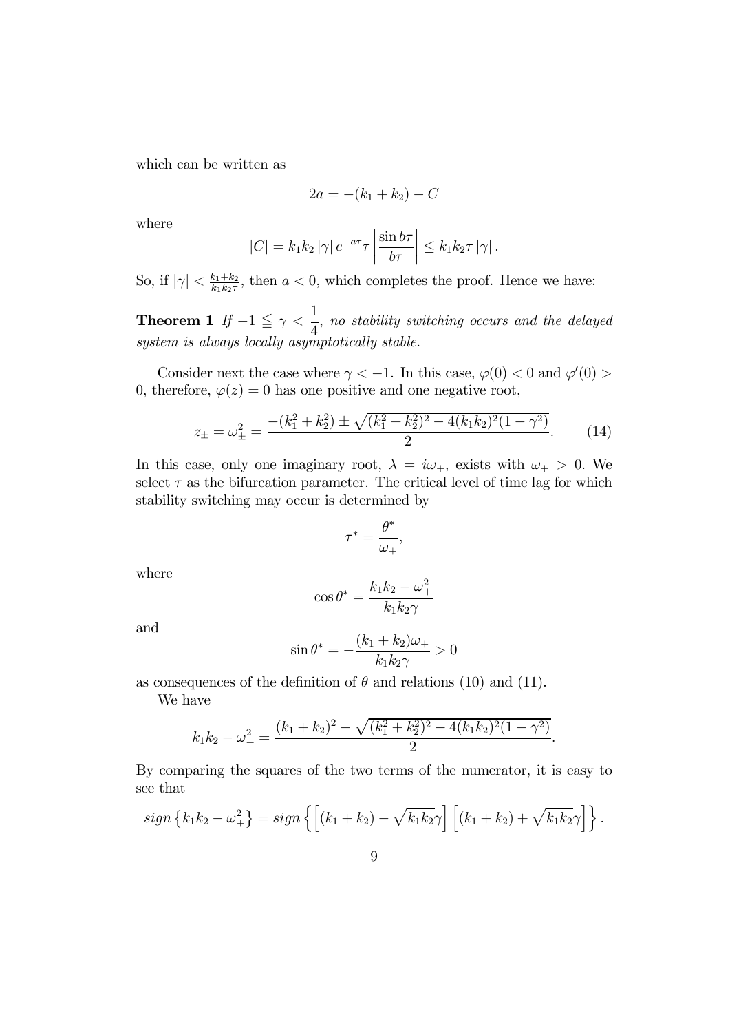which can be written as

$$2a = -(k_1 + k_2) - C$$

where

$$|C| = k_1 k_2 |\gamma| e^{-a\tau} \tau \left| \frac{\sin b\tau}{b\tau} \right| \leq k_1 k_2 \tau |\gamma|.$$

So, if $|\gamma| < \frac{k_1 + k_2}{k_1 k_2 \tau}$, then $a < 0$, which completes the proof. Hence we have:

**Theorem 1** *If* $-1 \leqq \gamma < \dfrac{1}{4}$, *no stability switching occurs and the delayed system is always locally asymptotically stable.*

Consider next the case where $\gamma < -1$. In this case, $\varphi(0) < 0$ and $\varphi'(0) > 0$, therefore, $\varphi(z) = 0$ has one positive and one negative root,

$$z_{\pm} = \omega_{\pm}^2 = \frac{-(k_1^2 + k_2^2) \pm \sqrt{(k_1^2 + k_2^2)^2 - 4(k_1 k_2)^2 (1 - \gamma^2)}}{2}. \tag{14}$$

In this case, only one imaginary root, $\lambda = i\omega_+$, exists with $\omega_+ > 0$. We select $\tau$ as the bifurcation parameter. The critical level of time lag for which stability switching may occur is determined by

$$\tau^* = \frac{\theta^*}{\omega_+},$$

where

$$\cos \theta^* = \frac{k_1 k_2 - \omega_+^2}{k_1 k_2 \gamma}$$

and

$$\sin \theta^* = -\frac{(k_1 + k_2)\omega_+}{k_1 k_2 \gamma} > 0$$

as consequences of the definition of $\theta$ and relations (10) and (11).

We have

$$k_1 k_2 - \omega_+^2 = \frac{(k_1 + k_2)^2 - \sqrt{(k_1^2 + k_2^2)^2 - 4(k_1 k_2)^2 (1 - \gamma^2)}}{2}.$$

By comparing the squares of the two terms of the numerator, it is easy to see that

$$sign\left\{k_1 k_2 - \omega_+^2\right\} = sign\left\{\left[(k_1 + k_2) - \sqrt{k_1 k_2}\gamma\right]\left[(k_1 + k_2) + \sqrt{k_1 k_2}\gamma\right]\right\}.$$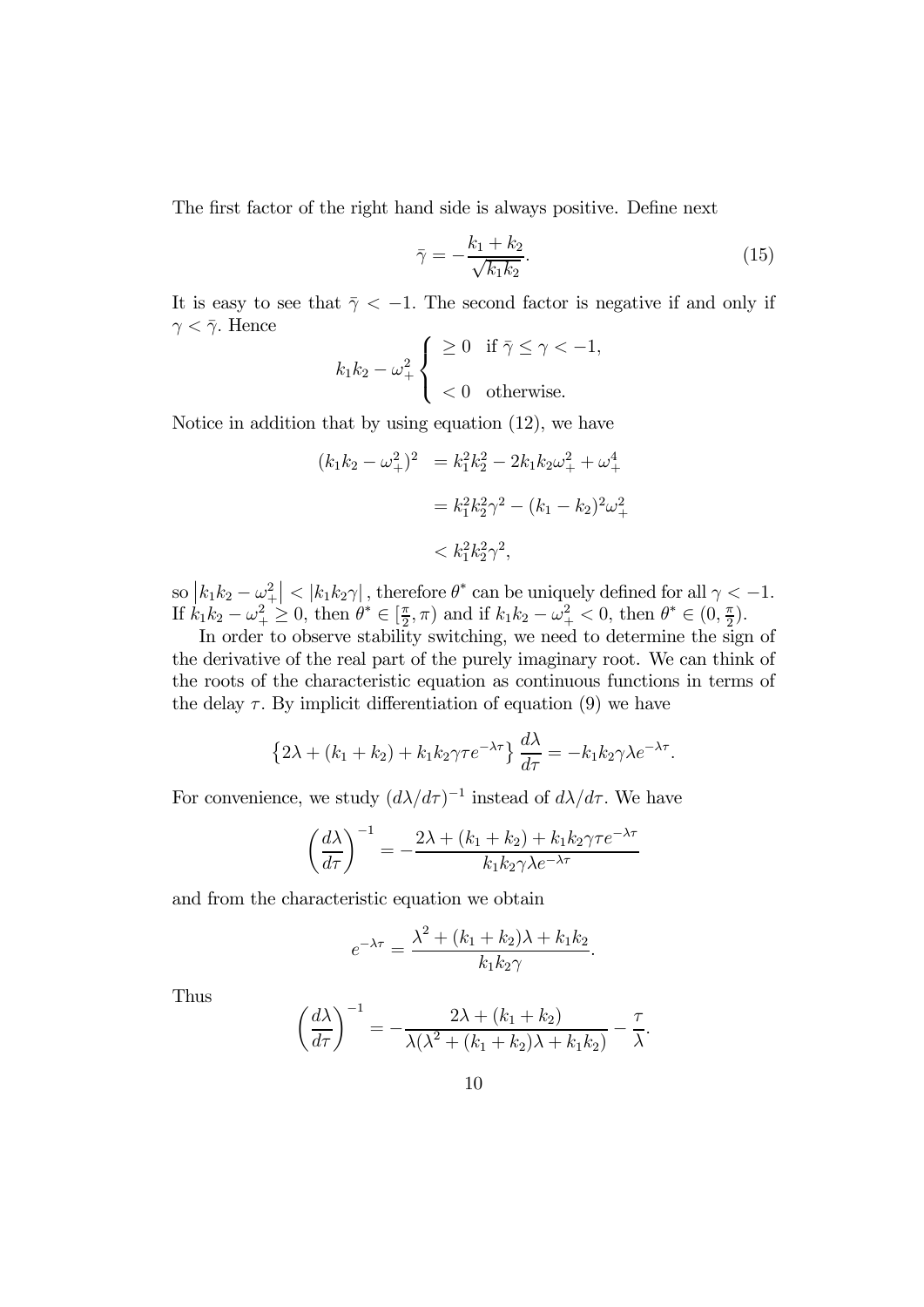The first factor of the right hand side is always positive. Define next

$$\bar{\gamma} = -\frac{k_1 + k_2}{\sqrt{k_1 k_2}}. \tag{15}$$

It is easy to see that $\bar{\gamma} < -1$. The second factor is negative if and only if $\gamma < \bar{\gamma}$. Hence

$$k_1 k_2 - \omega_+^2 \begin{cases} \geq 0 & \text{if } \bar{\gamma} \leq \gamma < -1, \\ < 0 & \text{otherwise.} \end{cases}$$

Notice in addition that by using equation (12), we have

$$\begin{aligned} (k_1 k_2 - \omega_+^2)^2 &= k_1^2 k_2^2 - 2 k_1 k_2 \omega_+^2 + \omega_+^4 \\ &= k_1^2 k_2^2 \gamma^2 - (k_1 - k_2)^2 \omega_+^2 \\ &< k_1^2 k_2^2 \gamma^2, \end{aligned}$$

so $\left| k_1 k_2 - \omega_+^2 \right| < |k_1 k_2 \gamma|$, therefore $\theta^*$ can be uniquely defined for all $\gamma < -1$. If $k_1 k_2 - \omega_+^2 \geq 0$, then $\theta^* \in [\frac{\pi}{2}, \pi)$ and if $k_1 k_2 - \omega_+^2 < 0$, then $\theta^* \in (0, \frac{\pi}{2})$.

In order to observe stability switching, we need to determine the sign of the derivative of the real part of the purely imaginary root. We can think of the roots of the characteristic equation as continuous functions in terms of the delay $\tau$. By implicit differentiation of equation (9) we have

$$\left\{ 2\lambda + (k_1 + k_2) + k_1 k_2 \gamma \tau e^{-\lambda \tau} \right\} \frac{d\lambda}{d\tau} = -k_1 k_2 \gamma \lambda e^{-\lambda \tau}.$$

For convenience, we study $(d\lambda / d\tau)^{-1}$ instead of $d\lambda / d\tau$. We have

$$\left( \frac{d\lambda}{d\tau} \right)^{-1} = -\frac{2\lambda + (k_1 + k_2) + k_1 k_2 \gamma \tau e^{-\lambda \tau}}{k_1 k_2 \gamma \lambda e^{-\lambda \tau}}$$

and from the characteristic equation we obtain

$$e^{-\lambda \tau} = \frac{\lambda^2 + (k_1 + k_2)\lambda + k_1 k_2}{k_1 k_2 \gamma}.$$

Thus

$$\left( \frac{d\lambda}{d\tau} \right)^{-1} = -\frac{2\lambda + (k_1 + k_2)}{\lambda(\lambda^2 + (k_1 + k_2)\lambda + k_1 k_2)} - \frac{\tau}{\lambda}.$$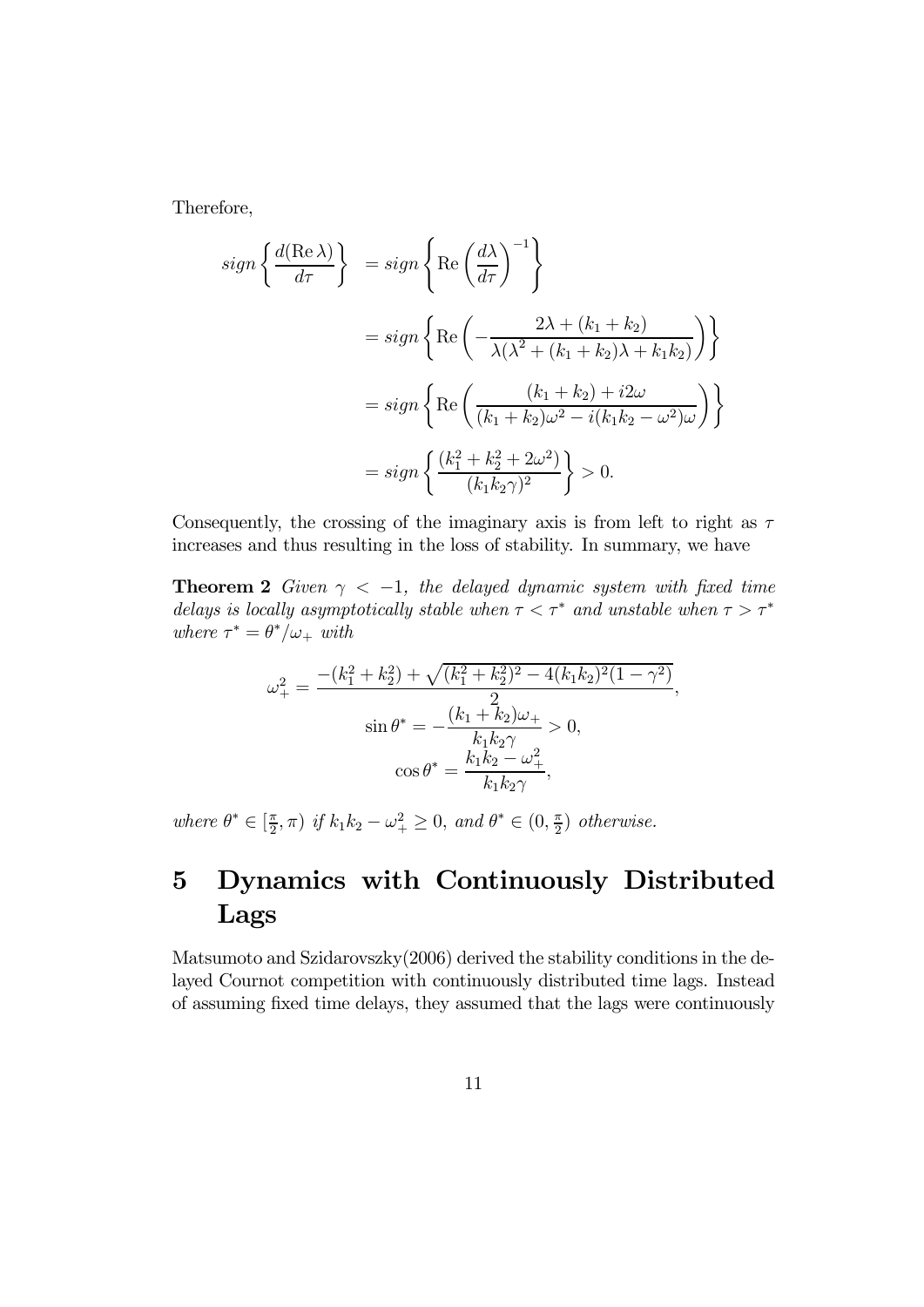Therefore,

$$
\begin{aligned}
sign\left\{\frac{d(\operatorname{Re}\lambda)}{d\tau}\right\} &= sign\left\{\operatorname{Re}\left(\frac{d\lambda}{d\tau}\right)^{-1}\right\} \\
&= sign\left\{\operatorname{Re}\left(-\frac{2\lambda+(k_1+k_2)}{\lambda(\lambda^2+(k_1+k_2)\lambda+k_1k_2)}\right)\right\} \\
&= sign\left\{\operatorname{Re}\left(\frac{(k_1+k_2)+i2\omega}{(k_1+k_2)\omega^2-i(k_1k_2-\omega^2)\omega}\right)\right\} \\
&= sign\left\{\frac{(k_1^2+k_2^2+2\omega^2)}{(k_1k_2\gamma)^2}\right\} > 0.
\end{aligned}
$$

Consequently, the crossing of the imaginary axis is from left to right as $\tau$ increases and thus resulting in the loss of stability. In summary, we have

**Theorem 2** *Given $\gamma < -1$, the delayed dynamic system with fixed time delays is locally asymptotically stable when $\tau < \tau^*$ and unstable when $\tau > \tau^*$ where $\tau^* = \theta^*/\omega_+$ with*

$$
\omega_+^2 = \frac{-(k_1^2+k_2^2)+\sqrt{(k_1^2+k_2^2)^2-4(k_1k_2)^2(1-\gamma^2)}}{2},
$$

$$
\sin\theta^* = -\frac{(k_1+k_2)\omega_+}{k_1k_2\gamma} > 0,
$$

$$
\cos\theta^* = \frac{k_1k_2-\omega_+^2}{k_1k_2\gamma},
$$

*where $\theta^* \in [\frac{\pi}{2}, \pi)$ if $k_1k_2 - \omega_+^2 \geq 0$, and $\theta^* \in (0, \frac{\pi}{2})$ otherwise.*

# 5 Dynamics with Continuously Distributed Lags

Matsumoto and Szidarovszky(2006) derived the stability conditions in the delayed Cournot competition with continuously distributed time lags. Instead of assuming fixed time delays, they assumed that the lags were continuously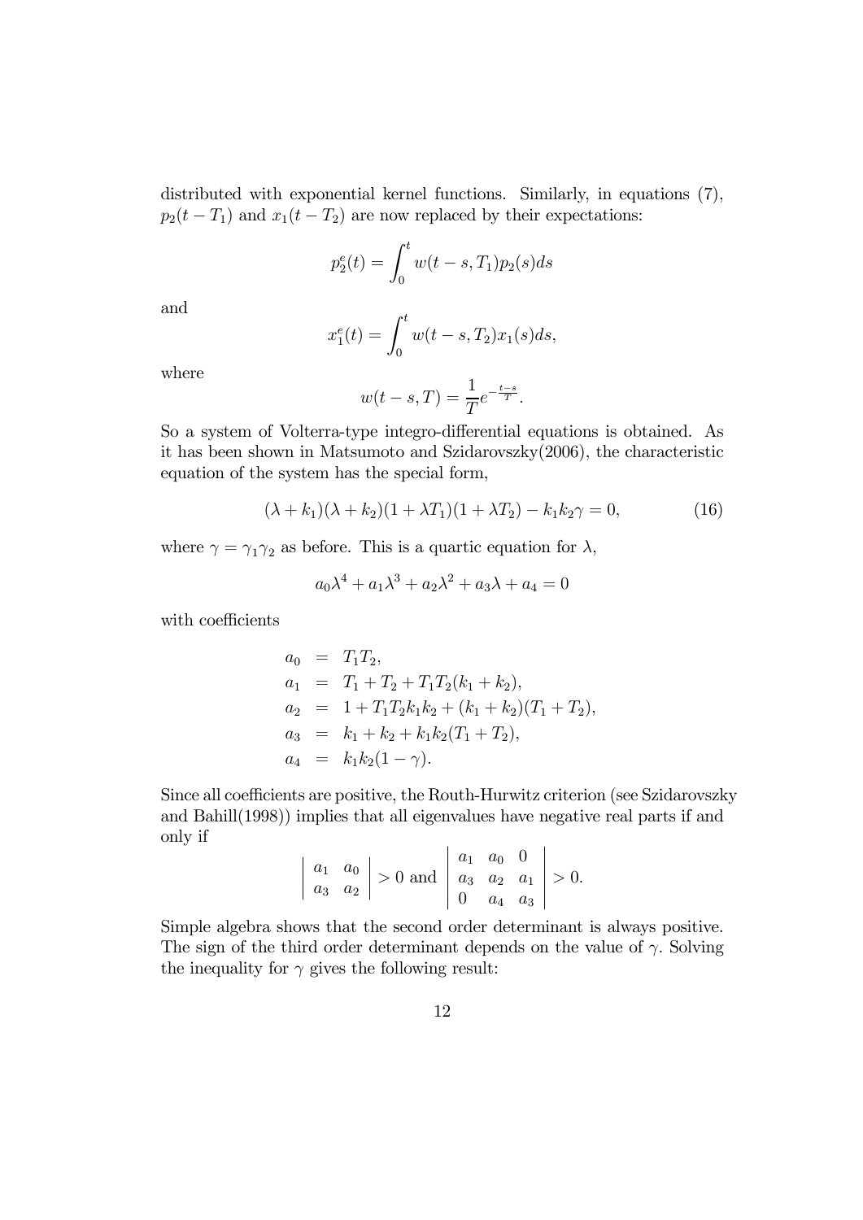distributed with exponential kernel functions. Similarly, in equations (7), $p_2(t - T_1)$ and $x_1(t - T_2)$ are now replaced by their expectations:

$$p_2^e(t) = \int_0^t w(t-s, T_1) p_2(s) ds$$

and

$$x_1^e(t) = \int_0^t w(t-s, T_2) x_1(s) ds,$$

where

$$w(t-s, T) = \frac{1}{T} e^{-\frac{t-s}{T}}.$$

So a system of Volterra-type integro-differential equations is obtained. As it has been shown in Matsumoto and Szidarovszky(2006), the characteristic equation of the system has the special form,

$$(\lambda + k_1)(\lambda + k_2)(1 + \lambda T_1)(1 + \lambda T_2) - k_1 k_2 \gamma = 0, \tag{16}$$

where $\gamma = \gamma_1 \gamma_2$ as before. This is a quartic equation for $\lambda$,

$$a_0 \lambda^4 + a_1 \lambda^3 + a_2 \lambda^2 + a_3 \lambda + a_4 = 0$$

with coefficients

$$\begin{aligned}
a_0 &= T_1 T_2, \\
a_1 &= T_1 + T_2 + T_1 T_2 (k_1 + k_2), \\
a_2 &= 1 + T_1 T_2 k_1 k_2 + (k_1 + k_2)(T_1 + T_2), \\
a_3 &= k_1 + k_2 + k_1 k_2 (T_1 + T_2), \\
a_4 &= k_1 k_2 (1 - \gamma).
\end{aligned}$$

Since all coefficients are positive, the Routh-Hurwitz criterion (see Szidarovszky and Bahill(1998)) implies that all eigenvalues have negative real parts if and only if

$$\begin{vmatrix} a_1 & a_0 \\ a_3 & a_2 \end{vmatrix} > 0 \text{ and } \begin{vmatrix} a_1 & a_0 & 0 \\ a_3 & a_2 & a_1 \\ 0 & a_4 & a_3 \end{vmatrix} > 0.$$

Simple algebra shows that the second order determinant is always positive. The sign of the third order determinant depends on the value of $\gamma$. Solving the inequality for $\gamma$ gives the following result: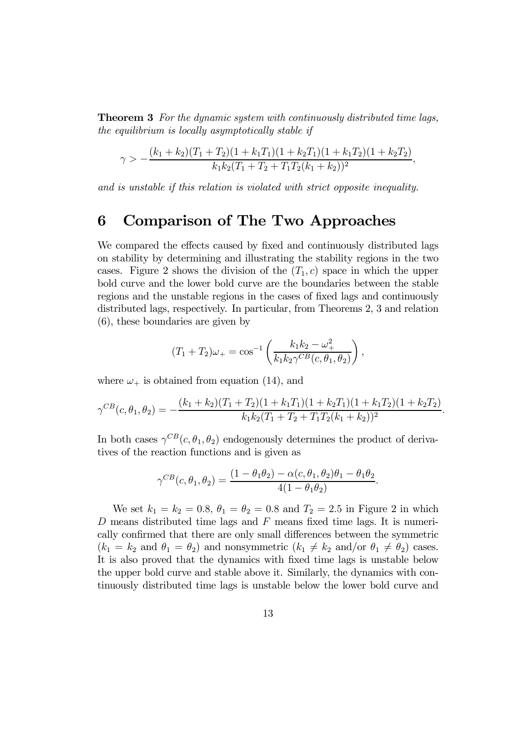**Theorem 3** *For the dynamic system with continuously distributed time lags, the equilibrium is locally asymptotically stable if*

$$\gamma > -\frac{(k_1+k_2)(T_1+T_2)(1+k_1T_1)(1+k_2T_1)(1+k_1T_2)(1+k_2T_2)}{k_1k_2(T_1+T_2+T_1T_2(k_1+k_2))^2},$$

*and is unstable if this relation is violated with strict opposite inequality.*

# 6 Comparison of The Two Approaches

We compared the effects caused by fixed and continuously distributed lags on stability by determining and illustrating the stability regions in the two cases. Figure 2 shows the division of the $(T_1, c)$ space in which the upper bold curve and the lower bold curve are the boundaries between the stable regions and the unstable regions in the cases of fixed lags and continuously distributed lags, respectively. In particular, from Theorems 2, 3 and relation (6), these boundaries are given by

$$(T_1+T_2)\omega_+ = \cos^{-1}\left(\frac{k_1k_2 - \omega_+^2}{k_1k_2\gamma^{CB}(c,\theta_1,\theta_2)}\right),$$

where $\omega_+$ is obtained from equation (14), and

$$\gamma^{CB}(c,\theta_1,\theta_2) = -\frac{(k_1+k_2)(T_1+T_2)(1+k_1T_1)(1+k_2T_1)(1+k_1T_2)(1+k_2T_2)}{k_1k_2(T_1+T_2+T_1T_2(k_1+k_2))^2}.$$

In both cases $\gamma^{CB}(c,\theta_1,\theta_2)$ endogenously determines the product of derivatives of the reaction functions and is given as

$$\gamma^{CB}(c,\theta_1,\theta_2) = \frac{(1-\theta_1\theta_2) - \alpha(c,\theta_1,\theta_2)\theta_1 - \theta_1\theta_2}{4(1-\theta_1\theta_2)}.$$

We set $k_1 = k_2 = 0.8$, $\theta_1 = \theta_2 = 0.8$ and $T_2 = 2.5$ in Figure 2 in which $D$ means distributed time lags and $F$ means fixed time lags. It is numerically confirmed that there are only small differences between the symmetric ($k_1 = k_2$ and $\theta_1 = \theta_2$) and nonsymmetric ($k_1 \neq k_2$ and/or $\theta_1 \neq \theta_2$) cases. It is also proved that the dynamics with fixed time lags is unstable below the upper bold curve and stable above it. Similarly, the dynamics with continuously distributed time lags is unstable below the lower bold curve and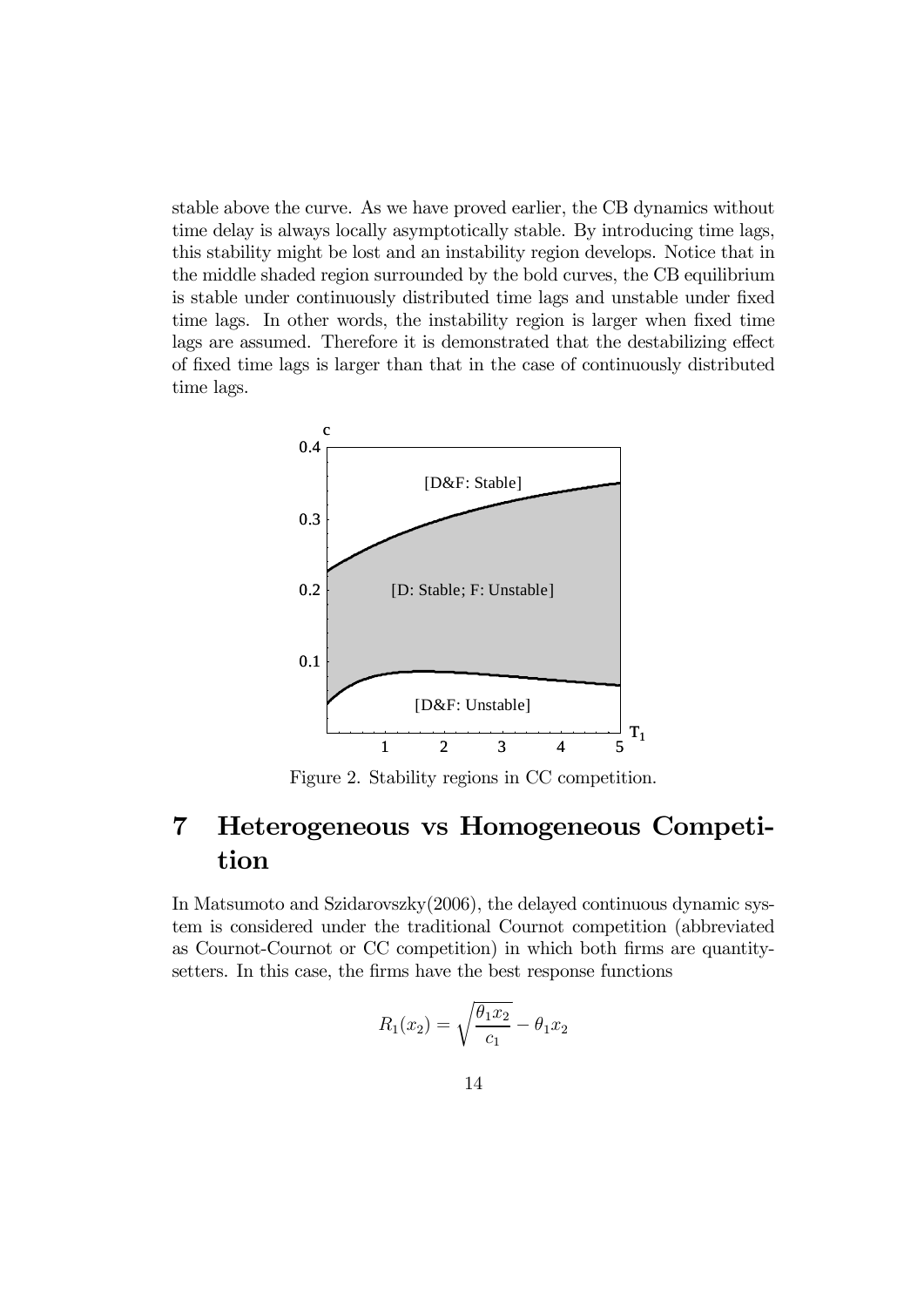stable above the curve. As we have proved earlier, the CB dynamics without time delay is always locally asymptotically stable. By introducing time lags, this stability might be lost and an instability region develops. Notice that in the middle shaded region surrounded by the bold curves, the CB equilibrium is stable under continuously distributed time lags and unstable under fixed time lags. In other words, the instability region is larger when fixed time lags are assumed. Therefore it is demonstrated that the destabilizing effect of fixed time lags is larger than that in the case of continuously distributed time lags.

Figure 2. Stability regions in CC competition.

# 7 Heterogeneous vs Homogeneous Competition

In Matsumoto and Szidarovszky(2006), the delayed continuous dynamic system is considered under the traditional Cournot competition (abbreviated as Cournot-Cournot or CC competition) in which both firms are quantity-setters. In this case, the firms have the best response functions

$$R_1(x_2) = \sqrt{\frac{\theta_1 x_2}{c_1}} - \theta_1 x_2$$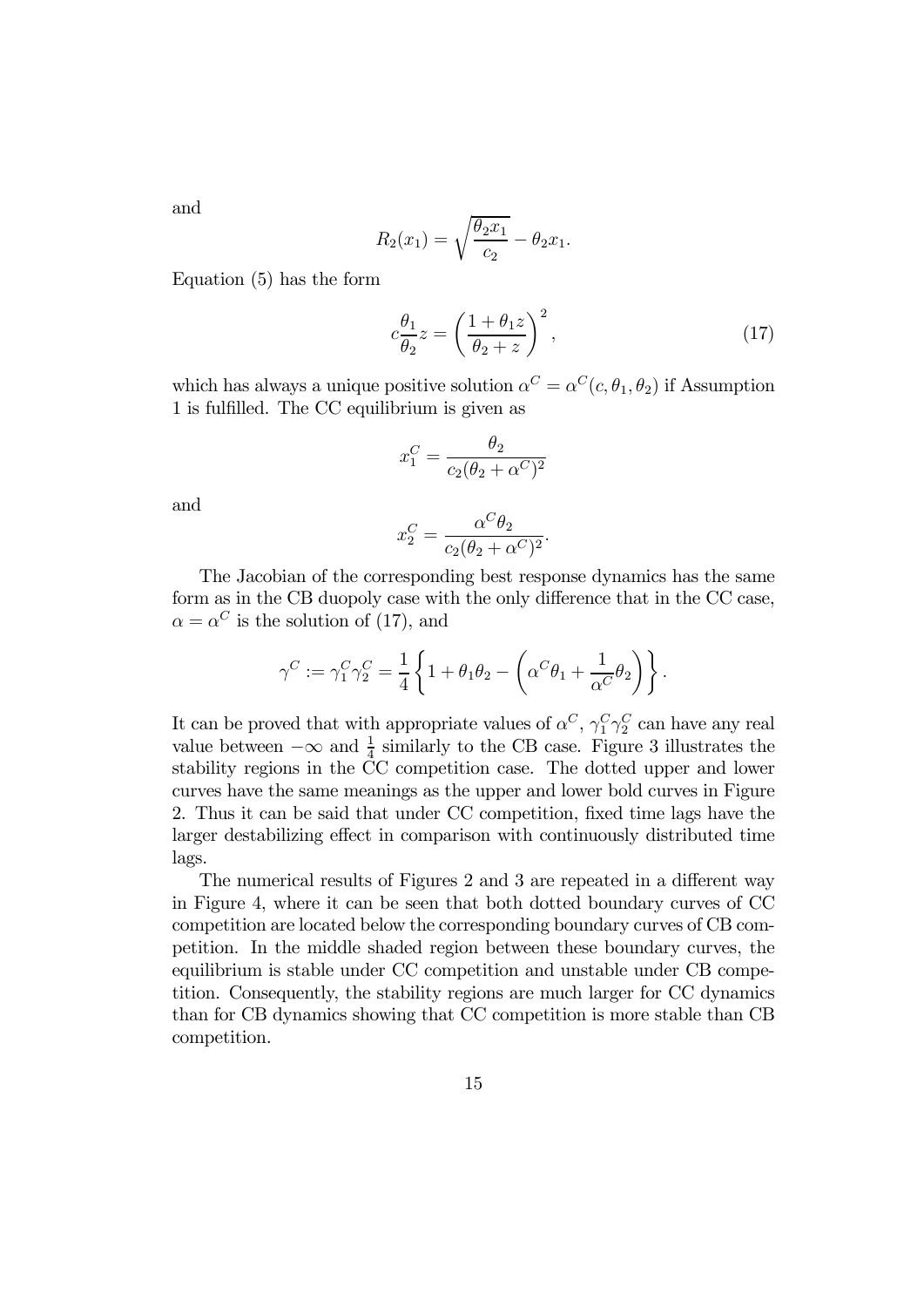and

$$R_2(x_1) = \sqrt{\frac{\theta_2 x_1}{c_2}} - \theta_2 x_1.$$

Equation (5) has the form

$$c\frac{\theta_1}{\theta_2} z = \left( \frac{1 + \theta_1 z}{\theta_2 + z} \right)^2, \tag{17}$$

which has always a unique positive solution $\alpha^C = \alpha^C(c, \theta_1, \theta_2)$ if Assumption 1 is fulfilled. The CC equilibrium is given as

$$x_1^C = \frac{\theta_2}{c_2(\theta_2 + \alpha^C)^2}$$

and

$$x_2^C = \frac{\alpha^C \theta_2}{c_2(\theta_2 + \alpha^C)^2}.$$

The Jacobian of the corresponding best response dynamics has the same form as in the CB duopoly case with the only difference that in the CC case, $\alpha = \alpha^C$ is the solution of (17), and

$$\gamma^C := \gamma_1^C \gamma_2^C = \frac{1}{4} \left\{ 1 + \theta_1 \theta_2 - \left( \alpha^C \theta_1 + \frac{1}{\alpha^C} \theta_2 \right) \right\}.$$

It can be proved that with appropriate values of $\alpha^C$, $\gamma_1^C \gamma_2^C$ can have any real value between $-\infty$ and $\frac{1}{4}$ similarly to the CB case. Figure 3 illustrates the stability regions in the CC competition case. The dotted upper and lower curves have the same meanings as the upper and lower bold curves in Figure 2. Thus it can be said that under CC competition, fixed time lags have the larger destabilizing effect in comparison with continuously distributed time lags.

The numerical results of Figures 2 and 3 are repeated in a different way in Figure 4, where it can be seen that both dotted boundary curves of CC competition are located below the corresponding boundary curves of CB competition. In the middle shaded region between these boundary curves, the equilibrium is stable under CC competition and unstable under CB competition. Consequently, the stability regions are much larger for CC dynamics than for CB dynamics showing that CC competition is more stable than CB competition.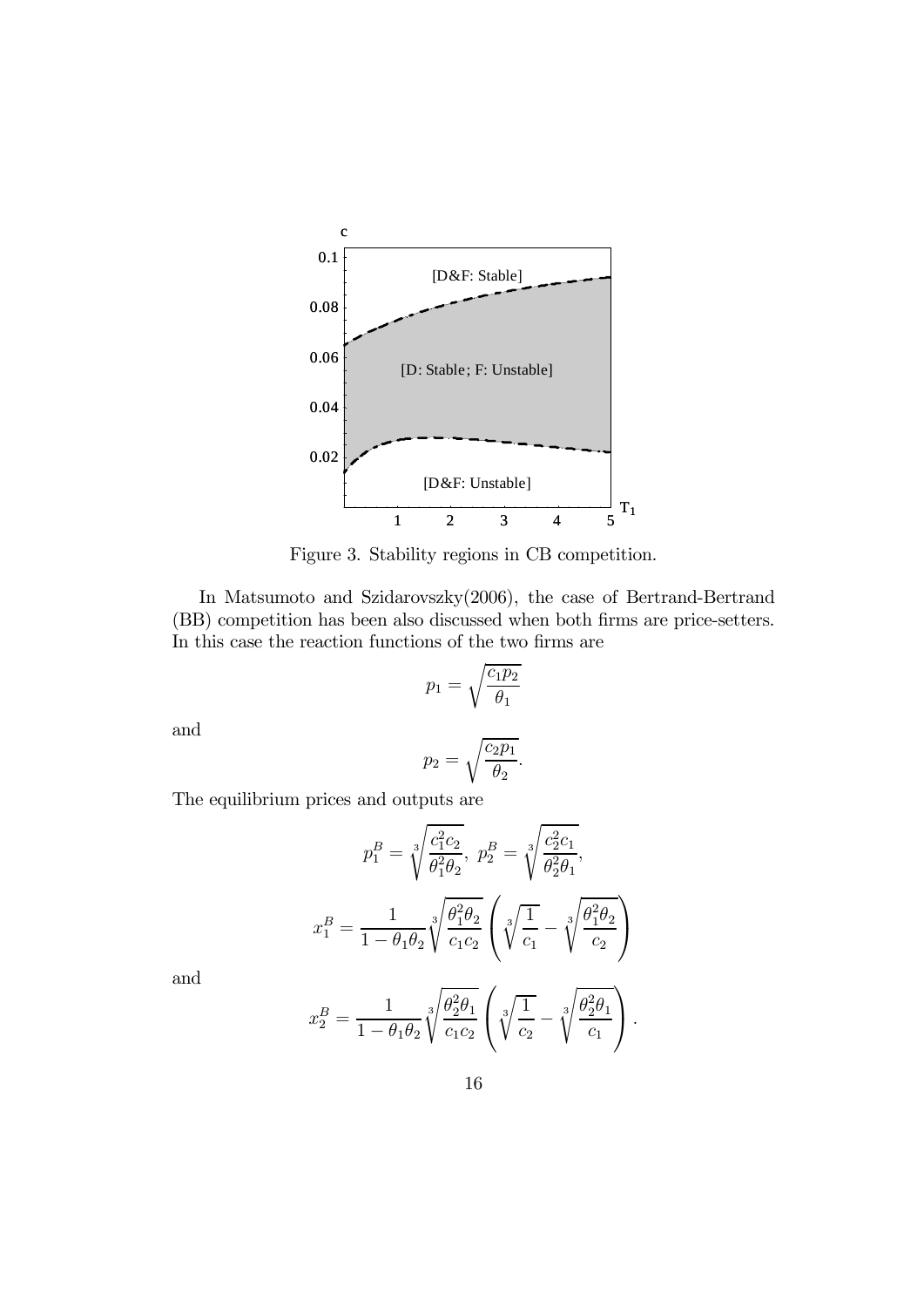Figure 3. Stability regions in CB competition.

In Matsumoto and Szidarovszky(2006), the case of Bertrand-Bertrand (BB) competition has been also discussed when both firms are price-setters. In this case the reaction functions of the two firms are

$$p_1 = \sqrt{\frac{c_1 p_2}{\theta_1}}$$

and

$$p_2 = \sqrt{\frac{c_2 p_1}{\theta_2}}.$$

The equilibrium prices and outputs are

$$p_1^B = \sqrt[3]{\frac{c_1^2 c_2}{\theta_1^2 \theta_2}},\ p_2^B = \sqrt[3]{\frac{c_2^2 c_1}{\theta_2^2 \theta_1}},$$

$$x_1^B = \frac{1}{1 - \theta_1 \theta_2} \sqrt[3]{\frac{\theta_1^2 \theta_2}{c_1 c_2}} \left( \sqrt[3]{\frac{1}{c_1}} - \sqrt[3]{\frac{\theta_1^2 \theta_2}{c_2}} \right)$$

and

$$x_2^B = \frac{1}{1 - \theta_1 \theta_2} \sqrt[3]{\frac{\theta_2^2 \theta_1}{c_1 c_2}} \left( \sqrt[3]{\frac{1}{c_2}} - \sqrt[3]{\frac{\theta_2^2 \theta_1}{c_1}} \right).$$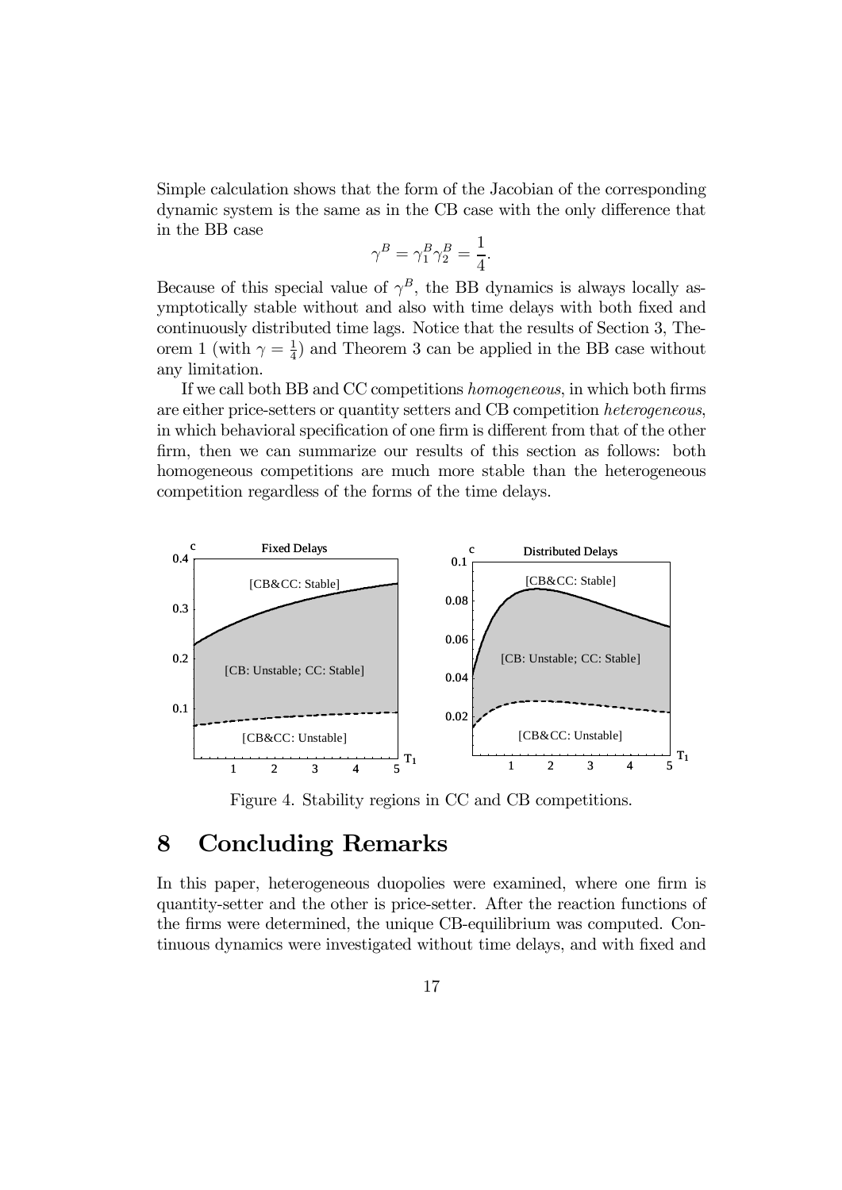Simple calculation shows that the form of the Jacobian of the corresponding dynamic system is the same as in the CB case with the only difference that in the BB case

$$\gamma^B = \gamma_1^B \gamma_2^B = \frac{1}{4}.$$

Because of this special value of $\gamma^B$, the BB dynamics is always locally asymptotically stable without and also with time delays with both fixed and continuously distributed time lags. Notice that the results of Section 3, Theorem 1 (with $\gamma = \frac{1}{4}$) and Theorem 3 can be applied in the BB case without any limitation.

If we call both BB and CC competitions *homogeneous*, in which both firms are either price-setters or quantity setters and CB competition *heterogeneous*, in which behavioral specification of one firm is different from that of the other firm, then we can summarize our results of this section as follows: both homogeneous competitions are much more stable than the heterogeneous competition regardless of the forms of the time delays.

Figure 4. Stability regions in CC and CB competitions.

# 8 Concluding Remarks

In this paper, heterogeneous duopolies were examined, where one firm is quantity-setter and the other is price-setter. After the reaction functions of the firms were determined, the unique CB-equilibrium was computed. Continuous dynamics were investigated without time delays, and with fixed and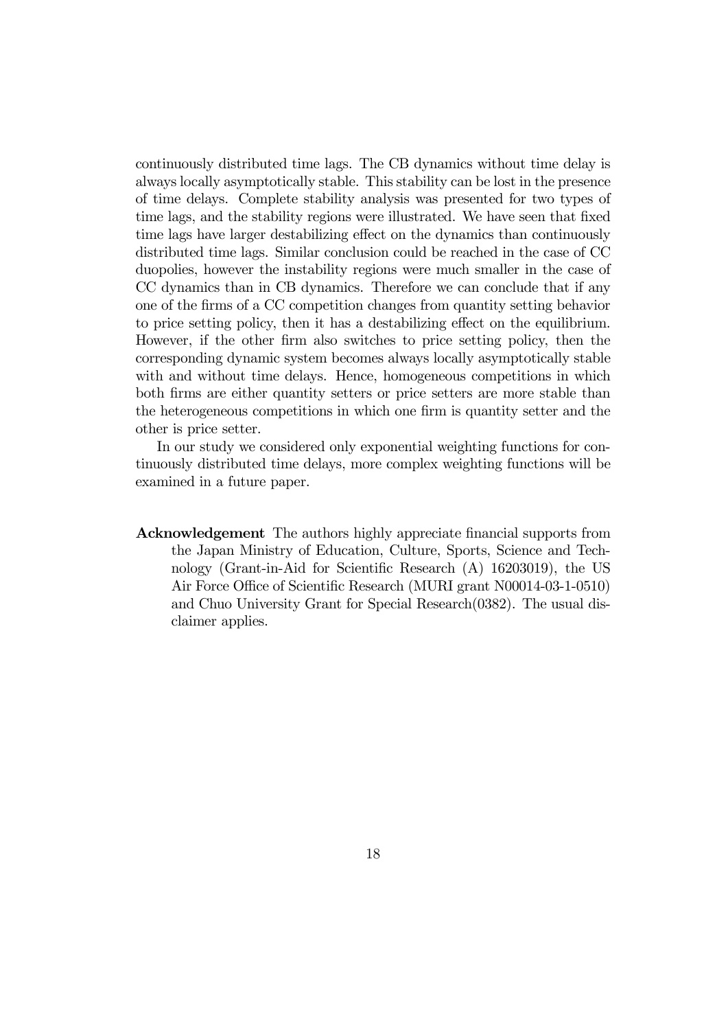continuously distributed time lags. The CB dynamics without time delay is always locally asymptotically stable. This stability can be lost in the presence of time delays. Complete stability analysis was presented for two types of time lags, and the stability regions were illustrated. We have seen that fixed time lags have larger destabilizing effect on the dynamics than continuously distributed time lags. Similar conclusion could be reached in the case of CC duopolies, however the instability regions were much smaller in the case of CC dynamics than in CB dynamics. Therefore we can conclude that if any one of the firms of a CC competition changes from quantity setting behavior to price setting policy, then it has a destabilizing effect on the equilibrium. However, if the other firm also switches to price setting policy, then the corresponding dynamic system becomes always locally asymptotically stable with and without time delays. Hence, homogeneous competitions in which both firms are either quantity setters or price setters are more stable than the heterogeneous competitions in which one firm is quantity setter and the other is price setter.

In our study we considered only exponential weighting functions for continuously distributed time delays, more complex weighting functions will be examined in a future paper.

**Acknowledgement** The authors highly appreciate financial supports from the Japan Ministry of Education, Culture, Sports, Science and Technology (Grant-in-Aid for Scientific Research (A) 16203019), the US Air Force Office of Scientific Research (MURI grant N00014-03-1-0510) and Chuo University Grant for Special Research(0382). The usual disclaimer applies.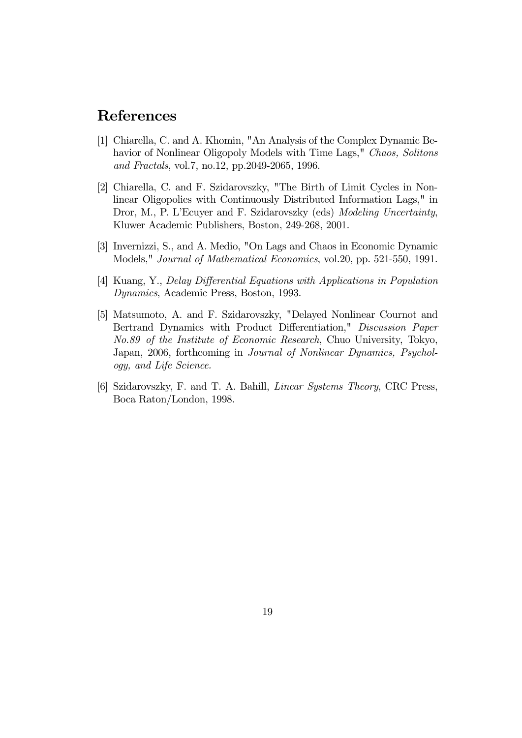# References

[1] Chiarella, C. and A. Khomin, "An Analysis of the Complex Dynamic Behavior of Nonlinear Oligopoly Models with Time Lags," *Chaos, Solitons and Fractals*, vol.7, no.12, pp.2049-2065, 1996.

[2] Chiarella, C. and F. Szidarovszky, "The Birth of Limit Cycles in Nonlinear Oligopolies with Continuously Distributed Information Lags," in Dror, M., P. L'Ecuyer and F. Szidarovszky (eds) *Modeling Uncertainty*, Kluwer Academic Publishers, Boston, 249-268, 2001.

[3] Invernizzi, S., and A. Medio, "On Lags and Chaos in Economic Dynamic Models," *Journal of Mathematical Economics*, vol.20, pp. 521-550, 1991.

[4] Kuang, Y., *Delay Differential Equations with Applications in Population Dynamics*, Academic Press, Boston, 1993.

[5] Matsumoto, A. and F. Szidarovszky, "Delayed Nonlinear Cournot and Bertrand Dynamics with Product Differentiation," *Discussion Paper No.89 of the Institute of Economic Research*, Chuo University, Tokyo, Japan, 2006, forthcoming in *Journal of Nonlinear Dynamics, Psychology, and Life Science*.

[6] Szidarovszky, F. and T. A. Bahill, *Linear Systems Theory*, CRC Press, Boca Raton/London, 1998.